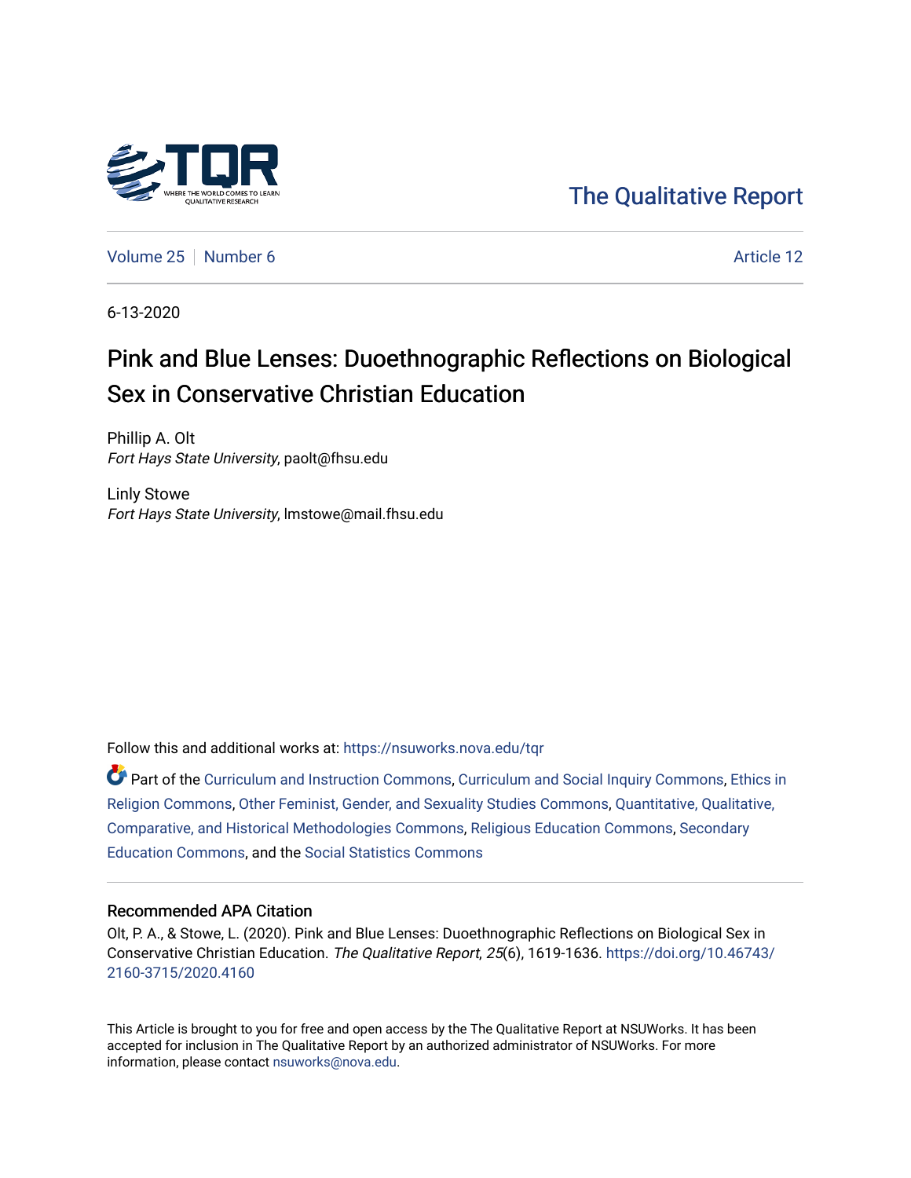The Qualitative Report

Volume 25 | Number 6 | Article 12

6-13-2020

# Pink and Blue Lenses: Duoethnographic Reflections on Biological Sex in Conservative Christian Education

Phillip A. Olt
*Fort Hays State University*, paolt@fhsu.edu

Linly Stowe
*Fort Hays State University*, lmstowe@mail.fhsu.edu

Follow this and additional works at: https://nsuworks.nova.edu/tqr

Part of the Curriculum and Instruction Commons, Curriculum and Social Inquiry Commons, Ethics in Religion Commons, Other Feminist, Gender, and Sexuality Studies Commons, Quantitative, Qualitative, Comparative, and Historical Methodologies Commons, Religious Education Commons, Secondary Education Commons, and the Social Statistics Commons

## Recommended APA Citation

Olt, P. A., & Stowe, L. (2020). Pink and Blue Lenses: Duoethnographic Reflections on Biological Sex in Conservative Christian Education. *The Qualitative Report*, *25*(6), 1619-1636. https://doi.org/10.46743/2160-3715/2020.4160

This Article is brought to you for free and open access by the The Qualitative Report at NSUWorks. It has been accepted for inclusion in The Qualitative Report by an authorized administrator of NSUWorks. For more information, please contact nsuworks@nova.edu.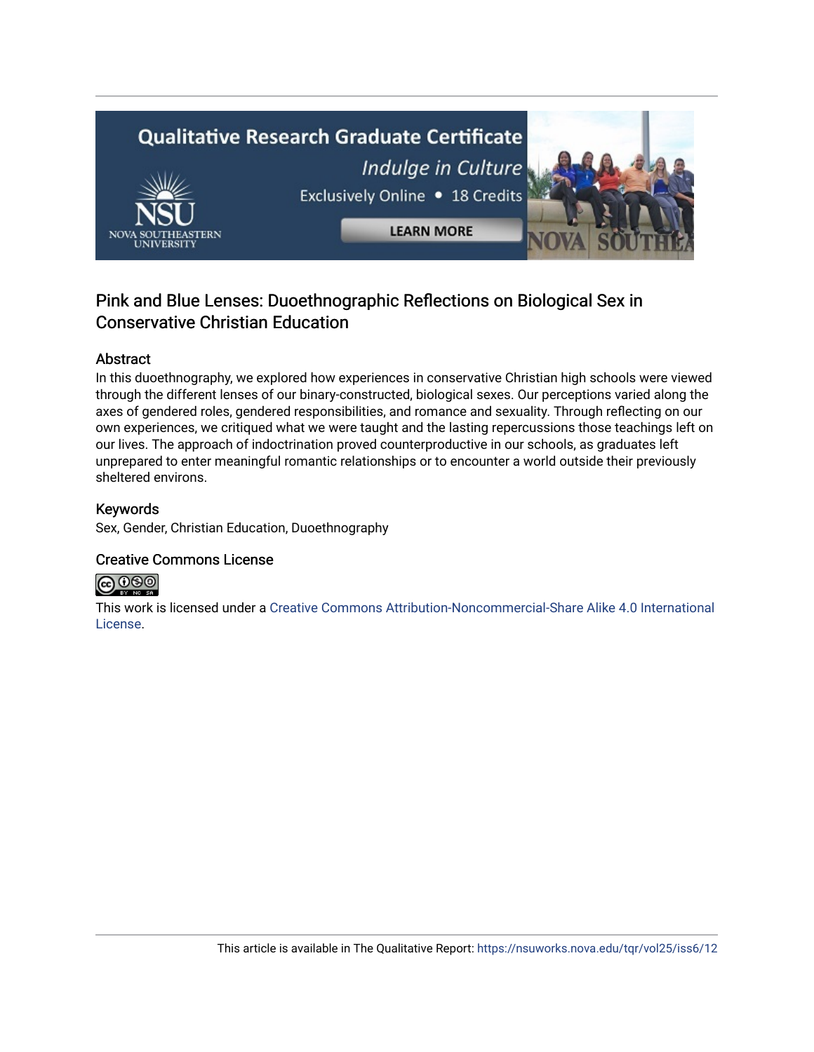# Pink and Blue Lenses: Duoethnographic Reflections on Biological Sex in Conservative Christian Education

## Abstract

In this duoethnography, we explored how experiences in conservative Christian high schools were viewed through the different lenses of our binary-constructed, biological sexes. Our perceptions varied along the axes of gendered roles, gendered responsibilities, and romance and sexuality. Through reflecting on our own experiences, we critiqued what we were taught and the lasting repercussions those teachings left on our lives. The approach of indoctrination proved counterproductive in our schools, as graduates left unprepared to enter meaningful romantic relationships or to encounter a world outside their previously sheltered environs.

## Keywords

Sex, Gender, Christian Education, Duoethnography

## Creative Commons License

This work is licensed under a Creative Commons Attribution-Noncommercial-Share Alike 4.0 International License.

This article is available in The Qualitative Report: https://nsuworks.nova.edu/tqr/vol25/iss6/12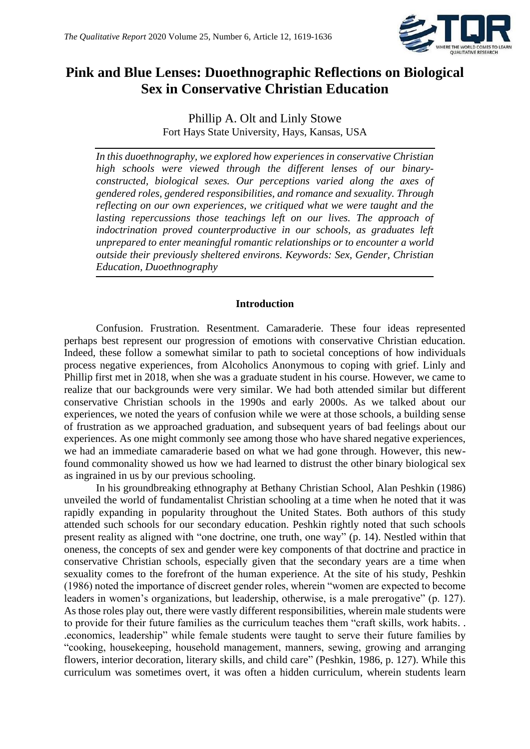# Pink and Blue Lenses: Duoethnographic Reflections on Biological Sex in Conservative Christian Education

Phillip A. Olt and Linly Stowe
Fort Hays State University, Hays, Kansas, USA

*In this duoethnography, we explored how experiences in conservative Christian high schools were viewed through the different lenses of our binary-constructed, biological sexes. Our perceptions varied along the axes of gendered roles, gendered responsibilities, and romance and sexuality. Through reflecting on our own experiences, we critiqued what we were taught and the lasting repercussions those teachings left on our lives. The approach of indoctrination proved counterproductive in our schools, as graduates left unprepared to enter meaningful romantic relationships or to encounter a world outside their previously sheltered environs. Keywords: Sex, Gender, Christian Education, Duoethnography*

## Introduction

Confusion. Frustration. Resentment. Camaraderie. These four ideas represented perhaps best represent our progression of emotions with conservative Christian education. Indeed, these follow a somewhat similar to path to societal conceptions of how individuals process negative experiences, from Alcoholics Anonymous to coping with grief. Linly and Phillip first met in 2018, when she was a graduate student in his course. However, we came to realize that our backgrounds were very similar. We had both attended similar but different conservative Christian schools in the 1990s and early 2000s. As we talked about our experiences, we noted the years of confusion while we were at those schools, a building sense of frustration as we approached graduation, and subsequent years of bad feelings about our experiences. As one might commonly see among those who have shared negative experiences, we had an immediate camaraderie based on what we had gone through. However, this new-found commonality showed us how we had learned to distrust the other binary biological sex as ingrained in us by our previous schooling.

In his groundbreaking ethnography at Bethany Christian School, Alan Peshkin (1986) unveiled the world of fundamentalist Christian schooling at a time when he noted that it was rapidly expanding in popularity throughout the United States. Both authors of this study attended such schools for our secondary education. Peshkin rightly noted that such schools present reality as aligned with "one doctrine, one truth, one way" (p. 14). Nestled within that oneness, the concepts of sex and gender were key components of that doctrine and practice in conservative Christian schools, especially given that the secondary years are a time when sexuality comes to the forefront of the human experience. At the site of his study, Peshkin (1986) noted the importance of discreet gender roles, wherein "women are expected to become leaders in women's organizations, but leadership, otherwise, is a male prerogative" (p. 127). As those roles play out, there were vastly different responsibilities, wherein male students were to provide for their future families as the curriculum teaches them "craft skills, work habits. . .economics, leadership" while female students were taught to serve their future families by "cooking, housekeeping, household management, manners, sewing, growing and arranging flowers, interior decoration, literary skills, and child care" (Peshkin, 1986, p. 127). While this curriculum was sometimes overt, it was often a hidden curriculum, wherein students learn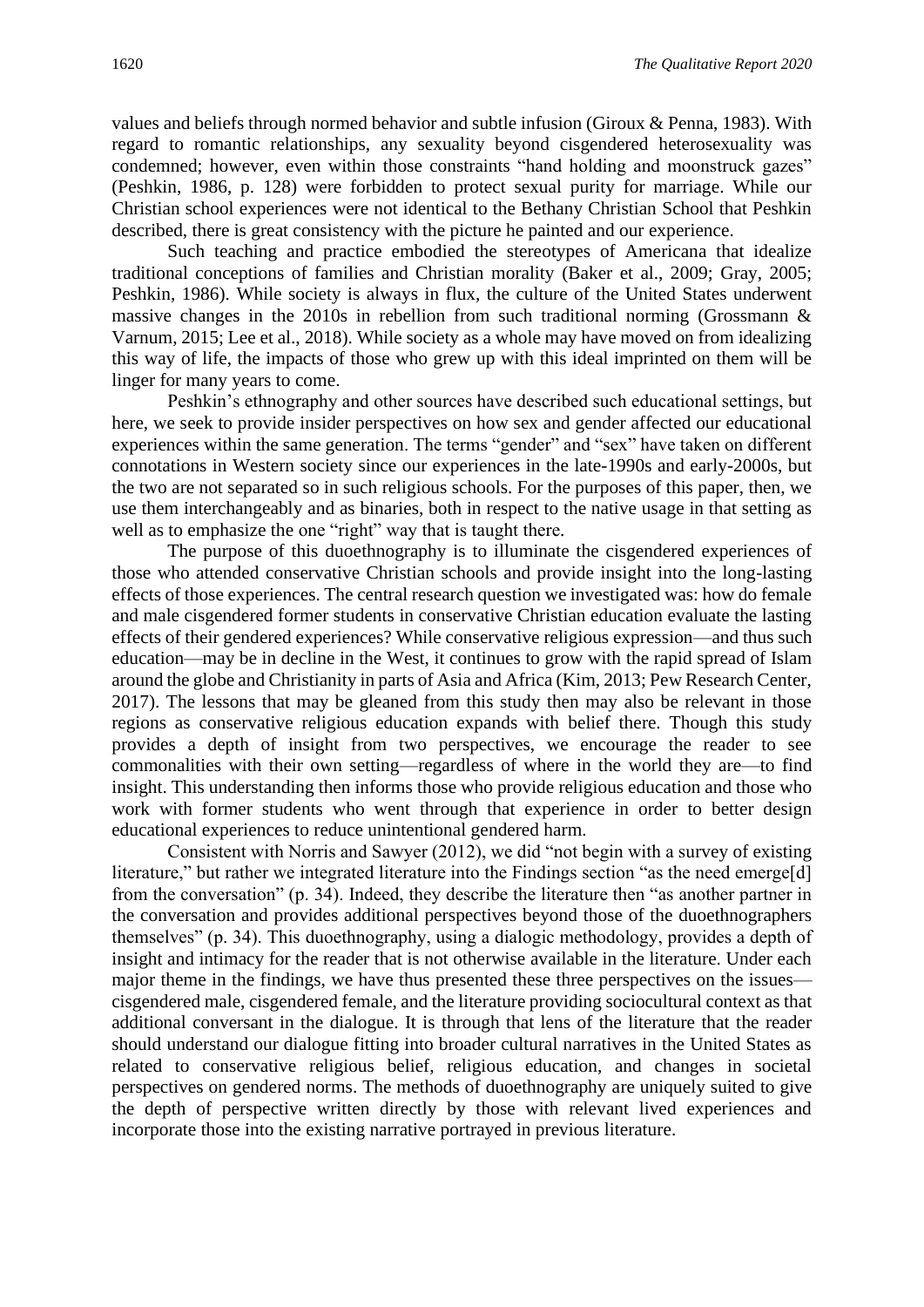values and beliefs through normed behavior and subtle infusion (Giroux & Penna, 1983). With regard to romantic relationships, any sexuality beyond cisgendered heterosexuality was condemned; however, even within those constraints "hand holding and moonstruck gazes" (Peshkin, 1986, p. 128) were forbidden to protect sexual purity for marriage. While our Christian school experiences were not identical to the Bethany Christian School that Peshkin described, there is great consistency with the picture he painted and our experience.

Such teaching and practice embodied the stereotypes of Americana that idealize traditional conceptions of families and Christian morality (Baker et al., 2009; Gray, 2005; Peshkin, 1986). While society is always in flux, the culture of the United States underwent massive changes in the 2010s in rebellion from such traditional norming (Grossmann & Varnum, 2015; Lee et al., 2018). While society as a whole may have moved on from idealizing this way of life, the impacts of those who grew up with this ideal imprinted on them will be linger for many years to come.

Peshkin's ethnography and other sources have described such educational settings, but here, we seek to provide insider perspectives on how sex and gender affected our educational experiences within the same generation. The terms "gender" and "sex" have taken on different connotations in Western society since our experiences in the late-1990s and early-2000s, but the two are not separated so in such religious schools. For the purposes of this paper, then, we use them interchangeably and as binaries, both in respect to the native usage in that setting as well as to emphasize the one "right" way that is taught there.

The purpose of this duoethnography is to illuminate the cisgendered experiences of those who attended conservative Christian schools and provide insight into the long-lasting effects of those experiences. The central research question we investigated was: how do female and male cisgendered former students in conservative Christian education evaluate the lasting effects of their gendered experiences? While conservative religious expression—and thus such education—may be in decline in the West, it continues to grow with the rapid spread of Islam around the globe and Christianity in parts of Asia and Africa (Kim, 2013; Pew Research Center, 2017). The lessons that may be gleaned from this study then may also be relevant in those regions as conservative religious education expands with belief there. Though this study provides a depth of insight from two perspectives, we encourage the reader to see commonalities with their own setting—regardless of where in the world they are—to find insight. This understanding then informs those who provide religious education and those who work with former students who went through that experience in order to better design educational experiences to reduce unintentional gendered harm.

Consistent with Norris and Sawyer (2012), we did "not begin with a survey of existing literature," but rather we integrated literature into the Findings section "as the need emerge[d] from the conversation" (p. 34). Indeed, they describe the literature then "as another partner in the conversation and provides additional perspectives beyond those of the duoethnographers themselves" (p. 34). This duoethnography, using a dialogic methodology, provides a depth of insight and intimacy for the reader that is not otherwise available in the literature. Under each major theme in the findings, we have thus presented these three perspectives on the issues—cisgendered male, cisgendered female, and the literature providing sociocultural context as that additional conversant in the dialogue. It is through that lens of the literature that the reader should understand our dialogue fitting into broader cultural narratives in the United States as related to conservative religious belief, religious education, and changes in societal perspectives on gendered norms. The methods of duoethnography are uniquely suited to give the depth of perspective written directly by those with relevant lived experiences and incorporate those into the existing narrative portrayed in previous literature.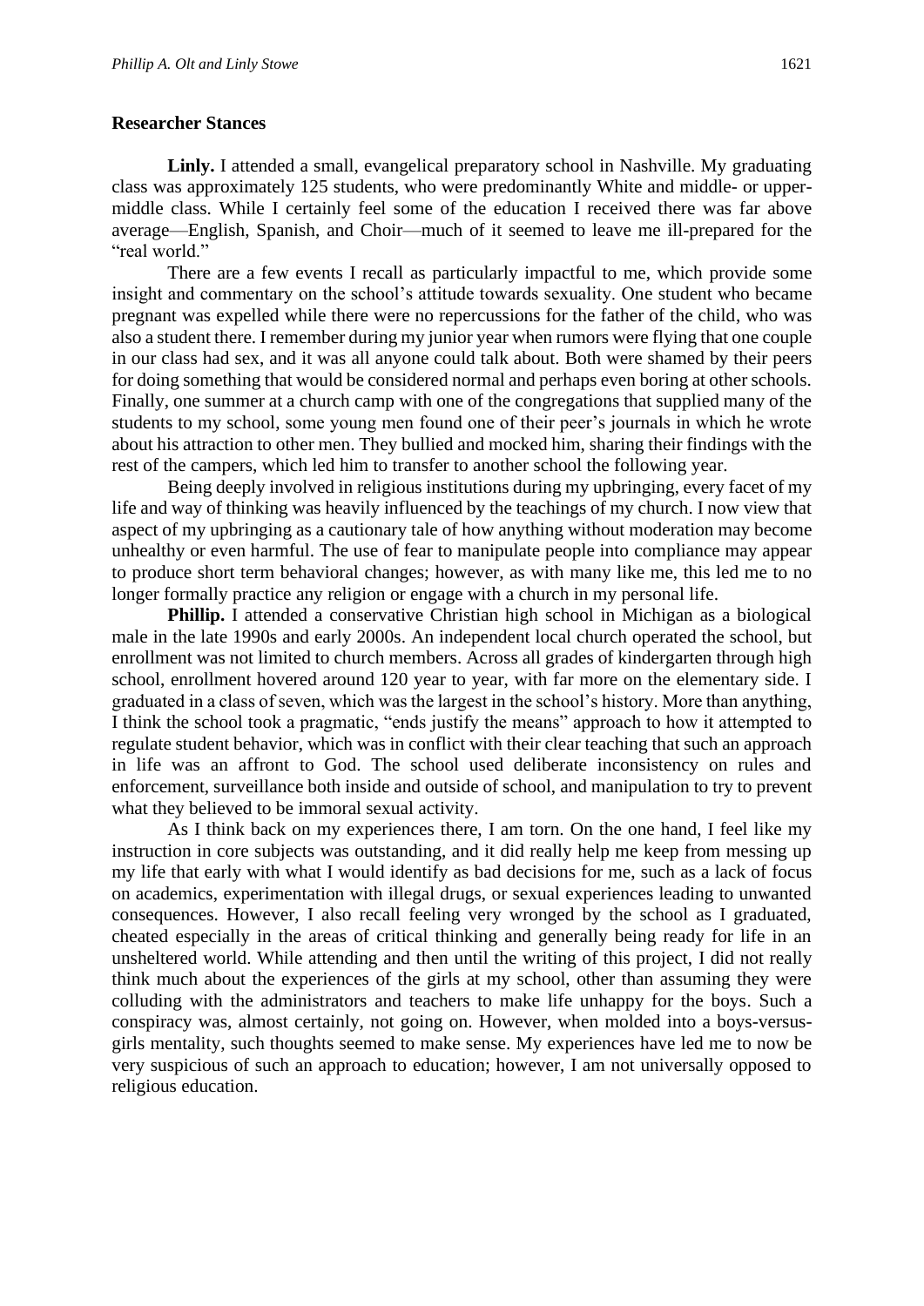## Researcher Stances

**Linly.** I attended a small, evangelical preparatory school in Nashville. My graduating class was approximately 125 students, who were predominantly White and middle- or upper-middle class. While I certainly feel some of the education I received there was far above average—English, Spanish, and Choir—much of it seemed to leave me ill-prepared for the "real world."

There are a few events I recall as particularly impactful to me, which provide some insight and commentary on the school's attitude towards sexuality. One student who became pregnant was expelled while there were no repercussions for the father of the child, who was also a student there. I remember during my junior year when rumors were flying that one couple in our class had sex, and it was all anyone could talk about. Both were shamed by their peers for doing something that would be considered normal and perhaps even boring at other schools. Finally, one summer at a church camp with one of the congregations that supplied many of the students to my school, some young men found one of their peer's journals in which he wrote about his attraction to other men. They bullied and mocked him, sharing their findings with the rest of the campers, which led him to transfer to another school the following year.

Being deeply involved in religious institutions during my upbringing, every facet of my life and way of thinking was heavily influenced by the teachings of my church. I now view that aspect of my upbringing as a cautionary tale of how anything without moderation may become unhealthy or even harmful. The use of fear to manipulate people into compliance may appear to produce short term behavioral changes; however, as with many like me, this led me to no longer formally practice any religion or engage with a church in my personal life.

**Phillip.** I attended a conservative Christian high school in Michigan as a biological male in the late 1990s and early 2000s. An independent local church operated the school, but enrollment was not limited to church members. Across all grades of kindergarten through high school, enrollment hovered around 120 year to year, with far more on the elementary side. I graduated in a class of seven, which was the largest in the school's history. More than anything, I think the school took a pragmatic, "ends justify the means" approach to how it attempted to regulate student behavior, which was in conflict with their clear teaching that such an approach in life was an affront to God. The school used deliberate inconsistency on rules and enforcement, surveillance both inside and outside of school, and manipulation to try to prevent what they believed to be immoral sexual activity.

As I think back on my experiences there, I am torn. On the one hand, I feel like my instruction in core subjects was outstanding, and it did really help me keep from messing up my life that early with what I would identify as bad decisions for me, such as a lack of focus on academics, experimentation with illegal drugs, or sexual experiences leading to unwanted consequences. However, I also recall feeling very wronged by the school as I graduated, cheated especially in the areas of critical thinking and generally being ready for life in an unsheltered world. While attending and then until the writing of this project, I did not really think much about the experiences of the girls at my school, other than assuming they were colluding with the administrators and teachers to make life unhappy for the boys. Such a conspiracy was, almost certainly, not going on. However, when molded into a boys-versus-girls mentality, such thoughts seemed to make sense. My experiences have led me to now be very suspicious of such an approach to education; however, I am not universally opposed to religious education.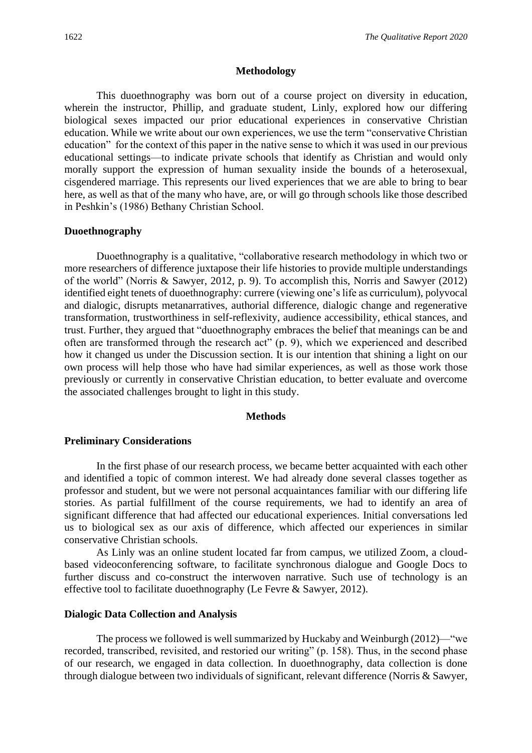## Methodology

This duoethnography was born out of a course project on diversity in education, wherein the instructor, Phillip, and graduate student, Linly, explored how our differing biological sexes impacted our prior educational experiences in conservative Christian education. While we write about our own experiences, we use the term "conservative Christian education" for the context of this paper in the native sense to which it was used in our previous educational settings—to indicate private schools that identify as Christian and would only morally support the expression of human sexuality inside the bounds of a heterosexual, cisgendered marriage. This represents our lived experiences that we are able to bring to bear here, as well as that of the many who have, are, or will go through schools like those described in Peshkin's (1986) Bethany Christian School.

### Duoethnography

Duoethnography is a qualitative, "collaborative research methodology in which two or more researchers of difference juxtapose their life histories to provide multiple understandings of the world" (Norris & Sawyer, 2012, p. 9). To accomplish this, Norris and Sawyer (2012) identified eight tenets of duoethnography: currere (viewing one's life as curriculum), polyvocal and dialogic, disrupts metanarratives, authorial difference, dialogic change and regenerative transformation, trustworthiness in self-reflexivity, audience accessibility, ethical stances, and trust. Further, they argued that "duoethnography embraces the belief that meanings can be and often are transformed through the research act" (p. 9), which we experienced and described how it changed us under the Discussion section. It is our intention that shining a light on our own process will help those who have had similar experiences, as well as those work those previously or currently in conservative Christian education, to better evaluate and overcome the associated challenges brought to light in this study.

## Methods

### Preliminary Considerations

In the first phase of our research process, we became better acquainted with each other and identified a topic of common interest. We had already done several classes together as professor and student, but we were not personal acquaintances familiar with our differing life stories. As partial fulfillment of the course requirements, we had to identify an area of significant difference that had affected our educational experiences. Initial conversations led us to biological sex as our axis of difference, which affected our experiences in similar conservative Christian schools.

As Linly was an online student located far from campus, we utilized Zoom, a cloud-based videoconferencing software, to facilitate synchronous dialogue and Google Docs to further discuss and co-construct the interwoven narrative. Such use of technology is an effective tool to facilitate duoethnography (Le Fevre & Sawyer, 2012).

### Dialogic Data Collection and Analysis

The process we followed is well summarized by Huckaby and Weinburgh (2012)—"we recorded, transcribed, revisited, and restoried our writing" (p. 158). Thus, in the second phase of our research, we engaged in data collection. In duoethnography, data collection is done through dialogue between two individuals of significant, relevant difference (Norris & Sawyer,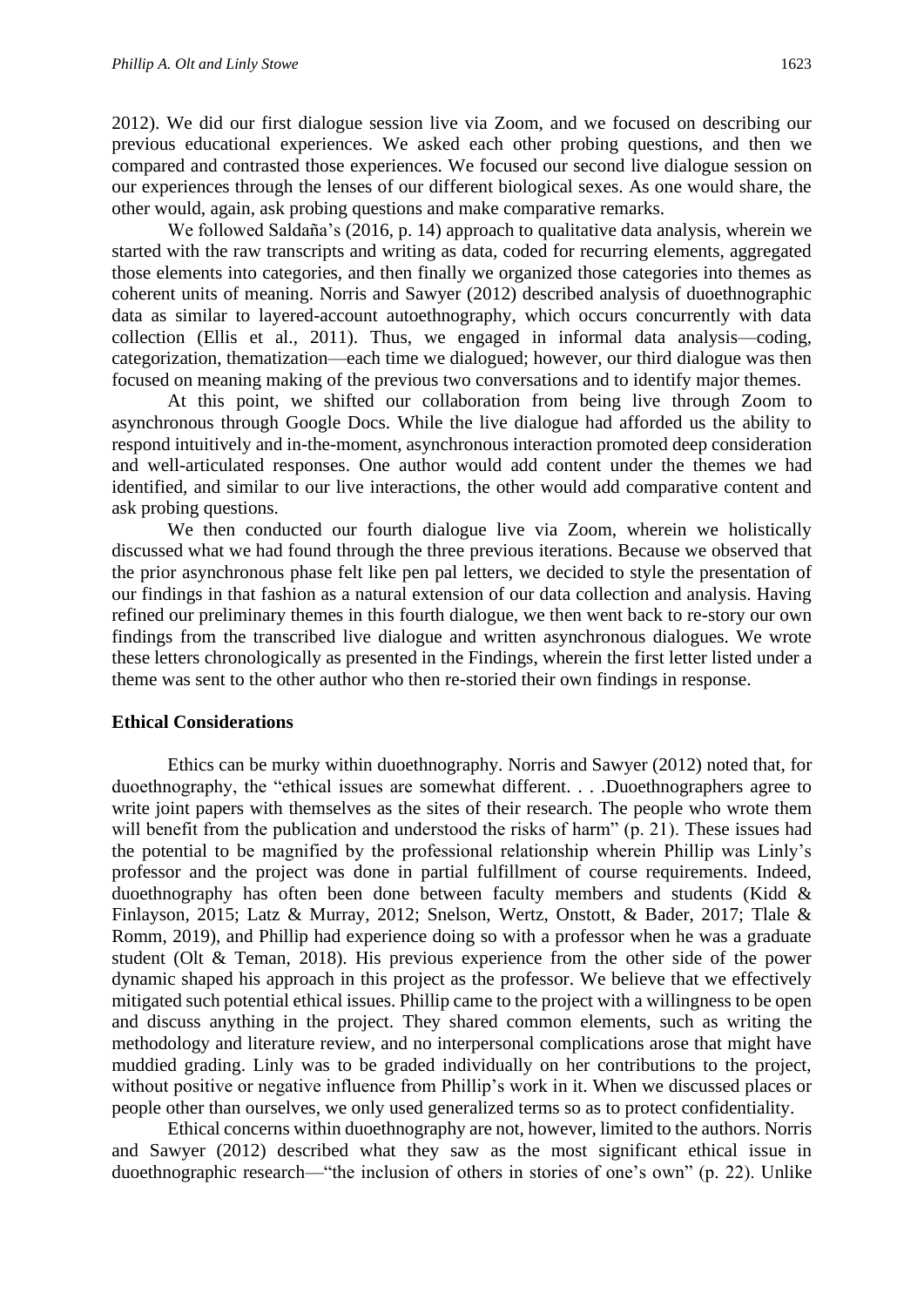2012). We did our first dialogue session live via Zoom, and we focused on describing our previous educational experiences. We asked each other probing questions, and then we compared and contrasted those experiences. We focused our second live dialogue session on our experiences through the lenses of our different biological sexes. As one would share, the other would, again, ask probing questions and make comparative remarks.

We followed Saldaña's (2016, p. 14) approach to qualitative data analysis, wherein we started with the raw transcripts and writing as data, coded for recurring elements, aggregated those elements into categories, and then finally we organized those categories into themes as coherent units of meaning. Norris and Sawyer (2012) described analysis of duoethnographic data as similar to layered-account autoethnography, which occurs concurrently with data collection (Ellis et al., 2011). Thus, we engaged in informal data analysis—coding, categorization, thematization—each time we dialogued; however, our third dialogue was then focused on meaning making of the previous two conversations and to identify major themes.

At this point, we shifted our collaboration from being live through Zoom to asynchronous through Google Docs. While the live dialogue had afforded us the ability to respond intuitively and in-the-moment, asynchronous interaction promoted deep consideration and well-articulated responses. One author would add content under the themes we had identified, and similar to our live interactions, the other would add comparative content and ask probing questions.

We then conducted our fourth dialogue live via Zoom, wherein we holistically discussed what we had found through the three previous iterations. Because we observed that the prior asynchronous phase felt like pen pal letters, we decided to style the presentation of our findings in that fashion as a natural extension of our data collection and analysis. Having refined our preliminary themes in this fourth dialogue, we then went back to re-story our own findings from the transcribed live dialogue and written asynchronous dialogues. We wrote these letters chronologically as presented in the Findings, wherein the first letter listed under a theme was sent to the other author who then re-storied their own findings in response.

**Ethical Considerations**

Ethics can be murky within duoethnography. Norris and Sawyer (2012) noted that, for duoethnography, the "ethical issues are somewhat different. . . .Duoethnographers agree to write joint papers with themselves as the sites of their research. The people who wrote them will benefit from the publication and understood the risks of harm" (p. 21). These issues had the potential to be magnified by the professional relationship wherein Phillip was Linly's professor and the project was done in partial fulfillment of course requirements. Indeed, duoethnography has often been done between faculty members and students (Kidd & Finlayson, 2015; Latz & Murray, 2012; Snelson, Wertz, Onstott, & Bader, 2017; Tlale & Romm, 2019), and Phillip had experience doing so with a professor when he was a graduate student (Olt & Teman, 2018). His previous experience from the other side of the power dynamic shaped his approach in this project as the professor. We believe that we effectively mitigated such potential ethical issues. Phillip came to the project with a willingness to be open and discuss anything in the project. They shared common elements, such as writing the methodology and literature review, and no interpersonal complications arose that might have muddied grading. Linly was to be graded individually on her contributions to the project, without positive or negative influence from Phillip's work in it. When we discussed places or people other than ourselves, we only used generalized terms so as to protect confidentiality.

Ethical concerns within duoethnography are not, however, limited to the authors. Norris and Sawyer (2012) described what they saw as the most significant ethical issue in duoethnographic research—"the inclusion of others in stories of one's own" (p. 22). Unlike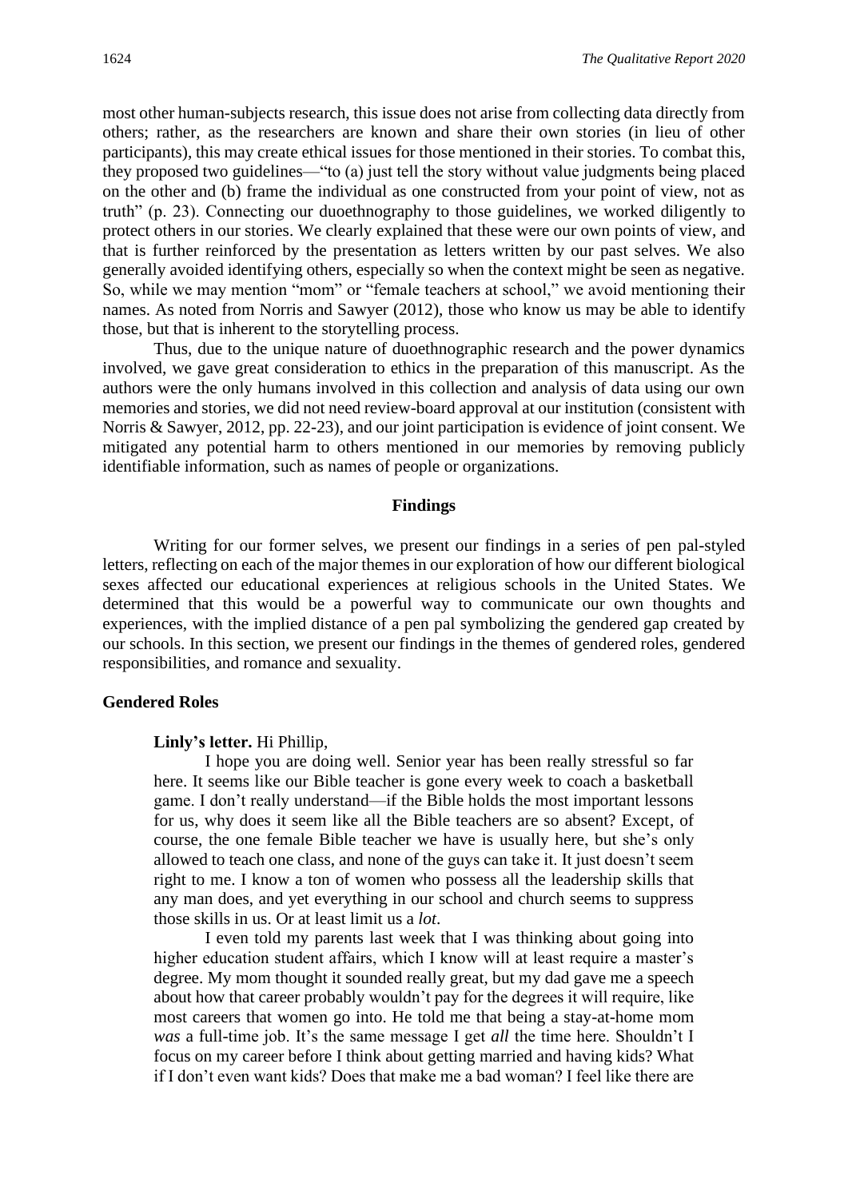most other human-subjects research, this issue does not arise from collecting data directly from others; rather, as the researchers are known and share their own stories (in lieu of other participants), this may create ethical issues for those mentioned in their stories. To combat this, they proposed two guidelines—"to (a) just tell the story without value judgments being placed on the other and (b) frame the individual as one constructed from your point of view, not as truth" (p. 23). Connecting our duoethnography to those guidelines, we worked diligently to protect others in our stories. We clearly explained that these were our own points of view, and that is further reinforced by the presentation as letters written by our past selves. We also generally avoided identifying others, especially so when the context might be seen as negative. So, while we may mention "mom" or "female teachers at school," we avoid mentioning their names. As noted from Norris and Sawyer (2012), those who know us may be able to identify those, but that is inherent to the storytelling process.

Thus, due to the unique nature of duoethnographic research and the power dynamics involved, we gave great consideration to ethics in the preparation of this manuscript. As the authors were the only humans involved in this collection and analysis of data using our own memories and stories, we did not need review-board approval at our institution (consistent with Norris & Sawyer, 2012, pp. 22-23), and our joint participation is evidence of joint consent. We mitigated any potential harm to others mentioned in our memories by removing publicly identifiable information, such as names of people or organizations.

## Findings

Writing for our former selves, we present our findings in a series of pen pal-styled letters, reflecting on each of the major themes in our exploration of how our different biological sexes affected our educational experiences at religious schools in the United States. We determined that this would be a powerful way to communicate our own thoughts and experiences, with the implied distance of a pen pal symbolizing the gendered gap created by our schools. In this section, we present our findings in the themes of gendered roles, gendered responsibilities, and romance and sexuality.

### Gendered Roles

**Linly's letter.** Hi Phillip,

I hope you are doing well. Senior year has been really stressful so far here. It seems like our Bible teacher is gone every week to coach a basketball game. I don't really understand—if the Bible holds the most important lessons for us, why does it seem like all the Bible teachers are so absent? Except, of course, the one female Bible teacher we have is usually here, but she's only allowed to teach one class, and none of the guys can take it. It just doesn't seem right to me. I know a ton of women who possess all the leadership skills that any man does, and yet everything in our school and church seems to suppress those skills in us. Or at least limit us a *lot*.

I even told my parents last week that I was thinking about going into higher education student affairs, which I know will at least require a master's degree. My mom thought it sounded really great, but my dad gave me a speech about how that career probably wouldn't pay for the degrees it will require, like most careers that women go into. He told me that being a stay-at-home mom *was* a full-time job. It's the same message I get *all* the time here. Shouldn't I focus on my career before I think about getting married and having kids? What if I don't even want kids? Does that make me a bad woman? I feel like there are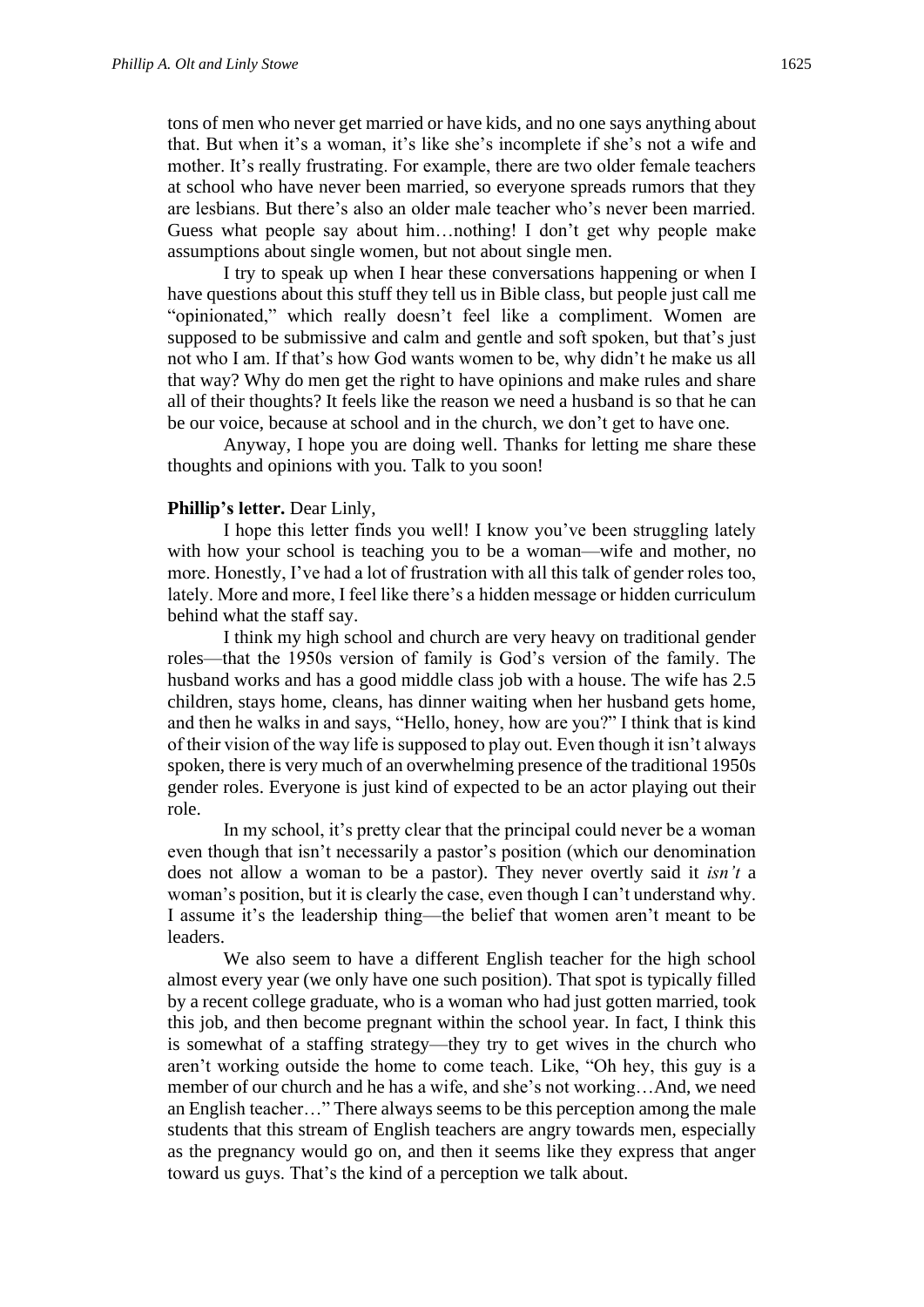tons of men who never get married or have kids, and no one says anything about that. But when it's a woman, it's like she's incomplete if she's not a wife and mother. It's really frustrating. For example, there are two older female teachers at school who have never been married, so everyone spreads rumors that they are lesbians. But there's also an older male teacher who's never been married. Guess what people say about him…nothing! I don't get why people make assumptions about single women, but not about single men.

I try to speak up when I hear these conversations happening or when I have questions about this stuff they tell us in Bible class, but people just call me "opinionated," which really doesn't feel like a compliment. Women are supposed to be submissive and calm and gentle and soft spoken, but that's just not who I am. If that's how God wants women to be, why didn't he make us all that way? Why do men get the right to have opinions and make rules and share all of their thoughts? It feels like the reason we need a husband is so that he can be our voice, because at school and in the church, we don't get to have one.

Anyway, I hope you are doing well. Thanks for letting me share these thoughts and opinions with you. Talk to you soon!

**Phillip's letter.** Dear Linly,

I hope this letter finds you well! I know you've been struggling lately with how your school is teaching you to be a woman—wife and mother, no more. Honestly, I've had a lot of frustration with all this talk of gender roles too, lately. More and more, I feel like there's a hidden message or hidden curriculum behind what the staff say.

I think my high school and church are very heavy on traditional gender roles—that the 1950s version of family is God's version of the family. The husband works and has a good middle class job with a house. The wife has 2.5 children, stays home, cleans, has dinner waiting when her husband gets home, and then he walks in and says, "Hello, honey, how are you?" I think that is kind of their vision of the way life is supposed to play out. Even though it isn't always spoken, there is very much of an overwhelming presence of the traditional 1950s gender roles. Everyone is just kind of expected to be an actor playing out their role.

In my school, it's pretty clear that the principal could never be a woman even though that isn't necessarily a pastor's position (which our denomination does not allow a woman to be a pastor). They never overtly said it *isn't* a woman's position, but it is clearly the case, even though I can't understand why. I assume it's the leadership thing—the belief that women aren't meant to be leaders.

We also seem to have a different English teacher for the high school almost every year (we only have one such position). That spot is typically filled by a recent college graduate, who is a woman who had just gotten married, took this job, and then become pregnant within the school year. In fact, I think this is somewhat of a staffing strategy—they try to get wives in the church who aren't working outside the home to come teach. Like, "Oh hey, this guy is a member of our church and he has a wife, and she's not working…And, we need an English teacher…" There always seems to be this perception among the male students that this stream of English teachers are angry towards men, especially as the pregnancy would go on, and then it seems like they express that anger toward us guys. That's the kind of a perception we talk about.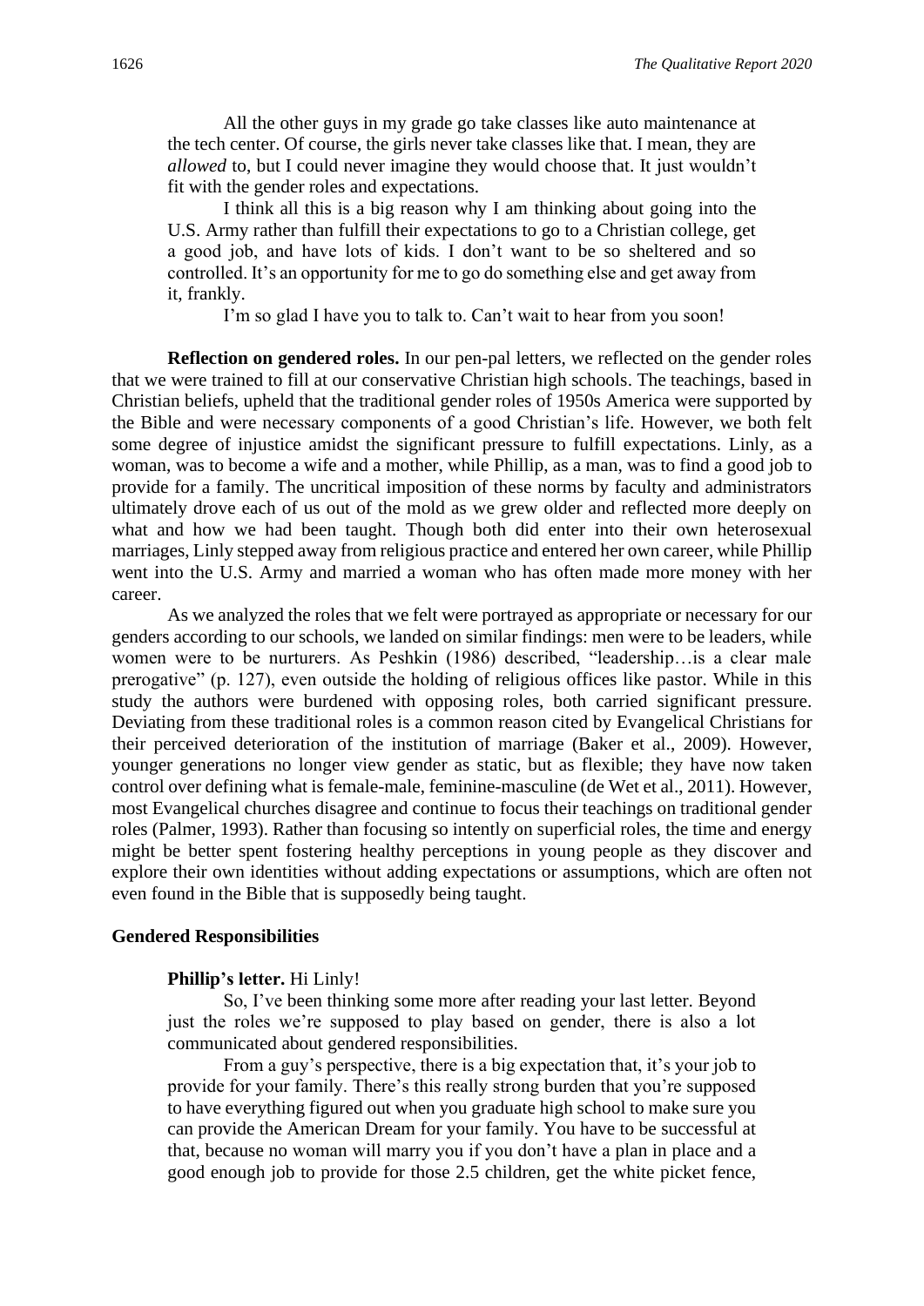All the other guys in my grade go take classes like auto maintenance at the tech center. Of course, the girls never take classes like that. I mean, they are *allowed* to, but I could never imagine they would choose that. It just wouldn't fit with the gender roles and expectations.

I think all this is a big reason why I am thinking about going into the U.S. Army rather than fulfill their expectations to go to a Christian college, get a good job, and have lots of kids. I don't want to be so sheltered and so controlled. It's an opportunity for me to go do something else and get away from it, frankly.

I'm so glad I have you to talk to. Can't wait to hear from you soon!

**Reflection on gendered roles.** In our pen-pal letters, we reflected on the gender roles that we were trained to fill at our conservative Christian high schools. The teachings, based in Christian beliefs, upheld that the traditional gender roles of 1950s America were supported by the Bible and were necessary components of a good Christian's life. However, we both felt some degree of injustice amidst the significant pressure to fulfill expectations. Linly, as a woman, was to become a wife and a mother, while Phillip, as a man, was to find a good job to provide for a family. The uncritical imposition of these norms by faculty and administrators ultimately drove each of us out of the mold as we grew older and reflected more deeply on what and how we had been taught. Though both did enter into their own heterosexual marriages, Linly stepped away from religious practice and entered her own career, while Phillip went into the U.S. Army and married a woman who has often made more money with her career.

As we analyzed the roles that we felt were portrayed as appropriate or necessary for our genders according to our schools, we landed on similar findings: men were to be leaders, while women were to be nurturers. As Peshkin (1986) described, "leadership…is a clear male prerogative" (p. 127), even outside the holding of religious offices like pastor. While in this study the authors were burdened with opposing roles, both carried significant pressure. Deviating from these traditional roles is a common reason cited by Evangelical Christians for their perceived deterioration of the institution of marriage (Baker et al., 2009). However, younger generations no longer view gender as static, but as flexible; they have now taken control over defining what is female-male, feminine-masculine (de Wet et al., 2011). However, most Evangelical churches disagree and continue to focus their teachings on traditional gender roles (Palmer, 1993). Rather than focusing so intently on superficial roles, the time and energy might be better spent fostering healthy perceptions in young people as they discover and explore their own identities without adding expectations or assumptions, which are often not even found in the Bible that is supposedly being taught.

### Gendered Responsibilities

**Phillip's letter.** Hi Linly!

So, I've been thinking some more after reading your last letter. Beyond just the roles we're supposed to play based on gender, there is also a lot communicated about gendered responsibilities.

From a guy's perspective, there is a big expectation that, it's your job to provide for your family. There's this really strong burden that you're supposed to have everything figured out when you graduate high school to make sure you can provide the American Dream for your family. You have to be successful at that, because no woman will marry you if you don't have a plan in place and a good enough job to provide for those 2.5 children, get the white picket fence,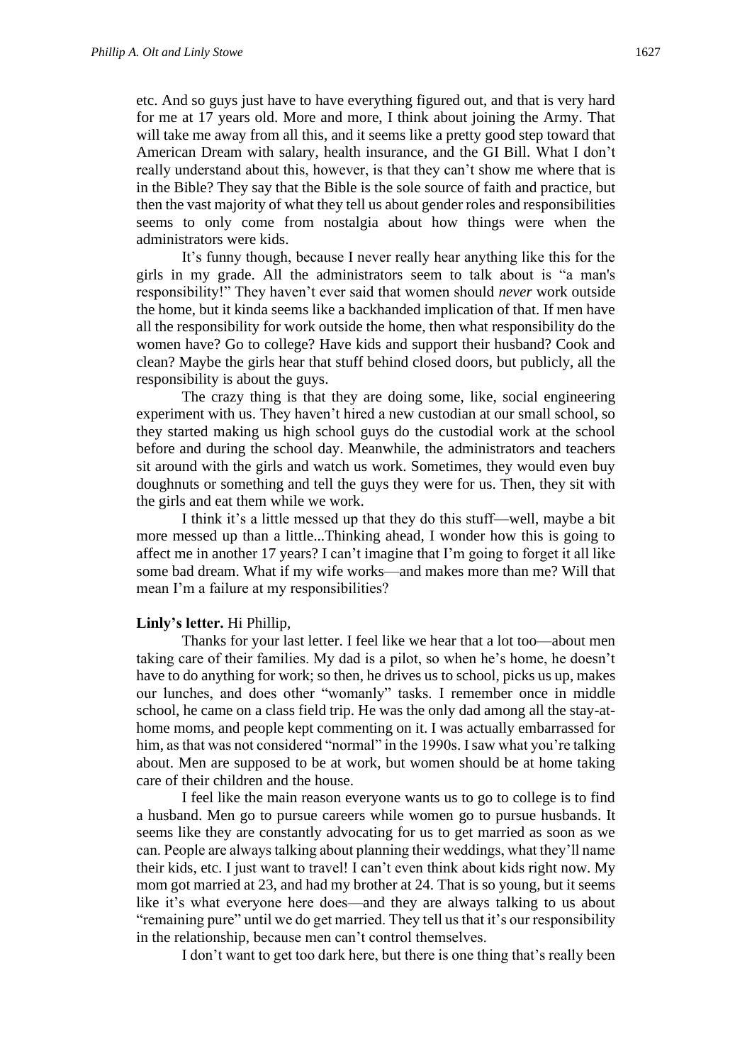etc. And so guys just have to have everything figured out, and that is very hard for me at 17 years old. More and more, I think about joining the Army. That will take me away from all this, and it seems like a pretty good step toward that American Dream with salary, health insurance, and the GI Bill. What I don't really understand about this, however, is that they can't show me where that is in the Bible? They say that the Bible is the sole source of faith and practice, but then the vast majority of what they tell us about gender roles and responsibilities seems to only come from nostalgia about how things were when the administrators were kids.

It's funny though, because I never really hear anything like this for the girls in my grade. All the administrators seem to talk about is "a man's responsibility!" They haven't ever said that women should *never* work outside the home, but it kinda seems like a backhanded implication of that. If men have all the responsibility for work outside the home, then what responsibility do the women have? Go to college? Have kids and support their husband? Cook and clean? Maybe the girls hear that stuff behind closed doors, but publicly, all the responsibility is about the guys.

The crazy thing is that they are doing some, like, social engineering experiment with us. They haven't hired a new custodian at our small school, so they started making us high school guys do the custodial work at the school before and during the school day. Meanwhile, the administrators and teachers sit around with the girls and watch us work. Sometimes, they would even buy doughnuts or something and tell the guys they were for us. Then, they sit with the girls and eat them while we work.

I think it's a little messed up that they do this stuff—well, maybe a bit more messed up than a little...Thinking ahead, I wonder how this is going to affect me in another 17 years? I can't imagine that I'm going to forget it all like some bad dream. What if my wife works—and makes more than me? Will that mean I'm a failure at my responsibilities?

**Linly's letter.** Hi Phillip,

Thanks for your last letter. I feel like we hear that a lot too—about men taking care of their families. My dad is a pilot, so when he's home, he doesn't have to do anything for work; so then, he drives us to school, picks us up, makes our lunches, and does other "womanly" tasks. I remember once in middle school, he came on a class field trip. He was the only dad among all the stay-at-home moms, and people kept commenting on it. I was actually embarrassed for him, as that was not considered "normal" in the 1990s. I saw what you're talking about. Men are supposed to be at work, but women should be at home taking care of their children and the house.

I feel like the main reason everyone wants us to go to college is to find a husband. Men go to pursue careers while women go to pursue husbands. It seems like they are constantly advocating for us to get married as soon as we can. People are always talking about planning their weddings, what they'll name their kids, etc. I just want to travel! I can't even think about kids right now. My mom got married at 23, and had my brother at 24. That is so young, but it seems like it's what everyone here does—and they are always talking to us about "remaining pure" until we do get married. They tell us that it's our responsibility in the relationship, because men can't control themselves.

I don't want to get too dark here, but there is one thing that's really been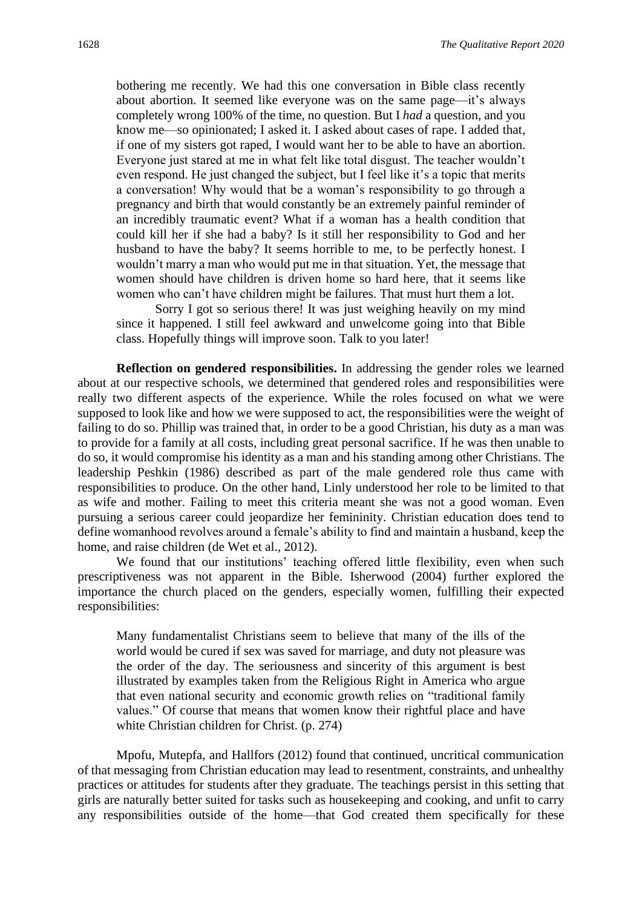> bothering me recently. We had this one conversation in Bible class recently about abortion. It seemed like everyone was on the same page—it's always completely wrong 100% of the time, no question. But I *had* a question, and you know me—so opinionated; I asked it. I asked about cases of rape. I added that, if one of my sisters got raped, I would want her to be able to have an abortion. Everyone just stared at me in what felt like total disgust. The teacher wouldn't even respond. He just changed the subject, but I feel like it's a topic that merits a conversation! Why would that be a woman's responsibility to go through a pregnancy and birth that would constantly be an extremely painful reminder of an incredibly traumatic event? What if a woman has a health condition that could kill her if she had a baby? Is it still her responsibility to God and her husband to have the baby? It seems horrible to me, to be perfectly honest. I wouldn't marry a man who would put me in that situation. Yet, the message that women should have children is driven home so hard here, that it seems like women who can't have children might be failures. That must hurt them a lot.
>
> Sorry I got so serious there! It was just weighing heavily on my mind since it happened. I still feel awkward and unwelcome going into that Bible class. Hopefully things will improve soon. Talk to you later!

**Reflection on gendered responsibilities.** In addressing the gender roles we learned about at our respective schools, we determined that gendered roles and responsibilities were really two different aspects of the experience. While the roles focused on what we were supposed to look like and how we were supposed to act, the responsibilities were the weight of failing to do so. Phillip was trained that, in order to be a good Christian, his duty as a man was to provide for a family at all costs, including great personal sacrifice. If he was then unable to do so, it would compromise his identity as a man and his standing among other Christians. The leadership Peshkin (1986) described as part of the male gendered role thus came with responsibilities to produce. On the other hand, Linly understood her role to be limited to that as wife and mother. Failing to meet this criteria meant she was not a good woman. Even pursuing a serious career could jeopardize her femininity. Christian education does tend to define womanhood revolves around a female's ability to find and maintain a husband, keep the home, and raise children (de Wet et al., 2012).

We found that our institutions' teaching offered little flexibility, even when such prescriptiveness was not apparent in the Bible. Isherwood (2004) further explored the importance the church placed on the genders, especially women, fulfilling their expected responsibilities:

> Many fundamentalist Christians seem to believe that many of the ills of the world would be cured if sex was saved for marriage, and duty not pleasure was the order of the day. The seriousness and sincerity of this argument is best illustrated by examples taken from the Religious Right in America who argue that even national security and economic growth relies on "traditional family values." Of course that means that women know their rightful place and have white Christian children for Christ. (p. 274)

Mpofu, Mutepfa, and Hallfors (2012) found that continued, uncritical communication of that messaging from Christian education may lead to resentment, constraints, and unhealthy practices or attitudes for students after they graduate. The teachings persist in this setting that girls are naturally better suited for tasks such as housekeeping and cooking, and unfit to carry any responsibilities outside of the home—that God created them specifically for these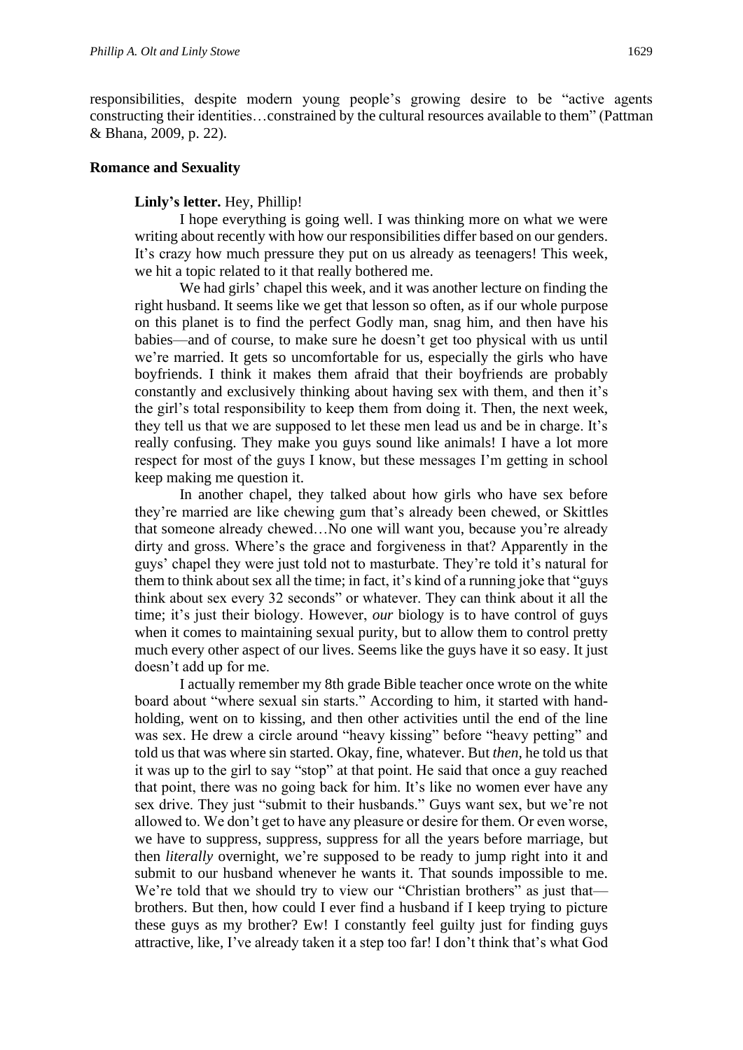responsibilities, despite modern young people's growing desire to be "active agents constructing their identities…constrained by the cultural resources available to them" (Pattman & Bhana, 2009, p. 22).

## Romance and Sexuality

**Linly's letter.** Hey, Phillip!

I hope everything is going well. I was thinking more on what we were writing about recently with how our responsibilities differ based on our genders. It's crazy how much pressure they put on us already as teenagers! This week, we hit a topic related to it that really bothered me.

We had girls' chapel this week, and it was another lecture on finding the right husband. It seems like we get that lesson so often, as if our whole purpose on this planet is to find the perfect Godly man, snag him, and then have his babies—and of course, to make sure he doesn't get too physical with us until we're married. It gets so uncomfortable for us, especially the girls who have boyfriends. I think it makes them afraid that their boyfriends are probably constantly and exclusively thinking about having sex with them, and then it's the girl's total responsibility to keep them from doing it. Then, the next week, they tell us that we are supposed to let these men lead us and be in charge. It's really confusing. They make you guys sound like animals! I have a lot more respect for most of the guys I know, but these messages I'm getting in school keep making me question it.

In another chapel, they talked about how girls who have sex before they're married are like chewing gum that's already been chewed, or Skittles that someone already chewed…No one will want you, because you're already dirty and gross. Where's the grace and forgiveness in that? Apparently in the guys' chapel they were just told not to masturbate. They're told it's natural for them to think about sex all the time; in fact, it's kind of a running joke that "guys think about sex every 32 seconds" or whatever. They can think about it all the time; it's just their biology. However, *our* biology is to have control of guys when it comes to maintaining sexual purity, but to allow them to control pretty much every other aspect of our lives. Seems like the guys have it so easy. It just doesn't add up for me.

I actually remember my 8th grade Bible teacher once wrote on the white board about "where sexual sin starts." According to him, it started with hand-holding, went on to kissing, and then other activities until the end of the line was sex. He drew a circle around "heavy kissing" before "heavy petting" and told us that was where sin started. Okay, fine, whatever. But *then*, he told us that it was up to the girl to say "stop" at that point. He said that once a guy reached that point, there was no going back for him. It's like no women ever have any sex drive. They just "submit to their husbands." Guys want sex, but we're not allowed to. We don't get to have any pleasure or desire for them. Or even worse, we have to suppress, suppress, suppress for all the years before marriage, but then *literally* overnight, we're supposed to be ready to jump right into it and submit to our husband whenever he wants it. That sounds impossible to me. We're told that we should try to view our "Christian brothers" as just that—brothers. But then, how could I ever find a husband if I keep trying to picture these guys as my brother? Ew! I constantly feel guilty just for finding guys attractive, like, I've already taken it a step too far! I don't think that's what God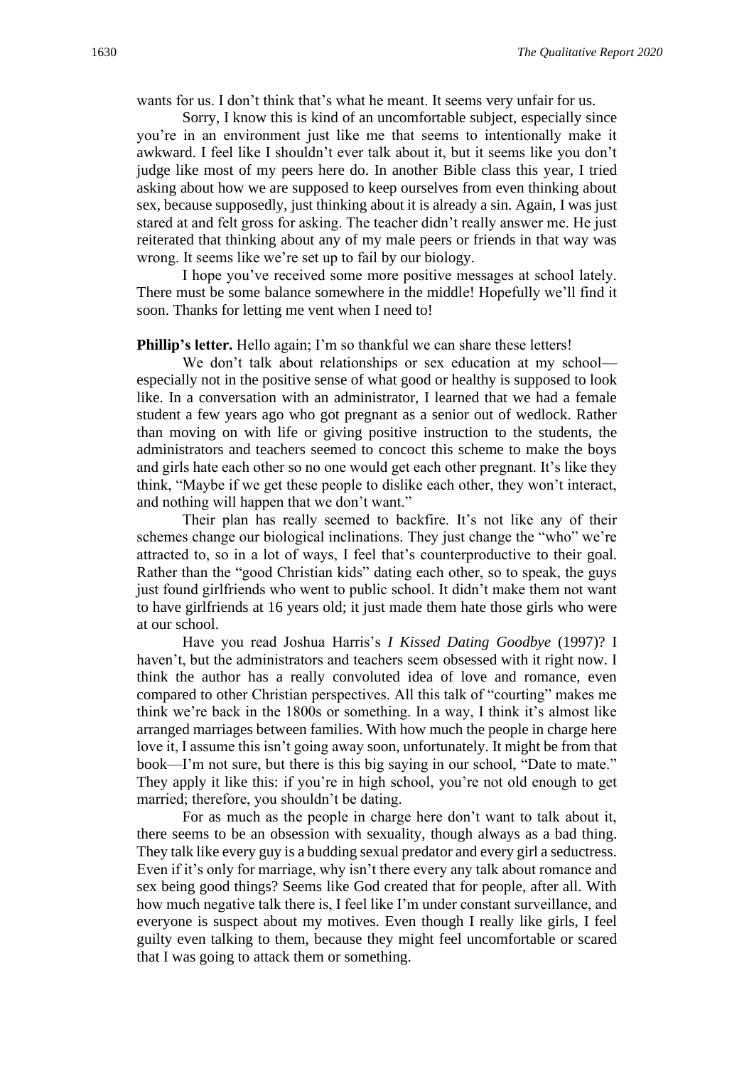wants for us. I don't think that's what he meant. It seems very unfair for us.

Sorry, I know this is kind of an uncomfortable subject, especially since you're in an environment just like me that seems to intentionally make it awkward. I feel like I shouldn't ever talk about it, but it seems like you don't judge like most of my peers here do. In another Bible class this year, I tried asking about how we are supposed to keep ourselves from even thinking about sex, because supposedly, just thinking about it is already a sin. Again, I was just stared at and felt gross for asking. The teacher didn't really answer me. He just reiterated that thinking about any of my male peers or friends in that way was wrong. It seems like we're set up to fail by our biology.

I hope you've received some more positive messages at school lately. There must be some balance somewhere in the middle! Hopefully we'll find it soon. Thanks for letting me vent when I need to!

**Phillip's letter.** Hello again; I'm so thankful we can share these letters!

We don't talk about relationships or sex education at my school—especially not in the positive sense of what good or healthy is supposed to look like. In a conversation with an administrator, I learned that we had a female student a few years ago who got pregnant as a senior out of wedlock. Rather than moving on with life or giving positive instruction to the students, the administrators and teachers seemed to concoct this scheme to make the boys and girls hate each other so no one would get each other pregnant. It's like they think, "Maybe if we get these people to dislike each other, they won't interact, and nothing will happen that we don't want."

Their plan has really seemed to backfire. It's not like any of their schemes change our biological inclinations. They just change the "who" we're attracted to, so in a lot of ways, I feel that's counterproductive to their goal. Rather than the "good Christian kids" dating each other, so to speak, the guys just found girlfriends who went to public school. It didn't make them not want to have girlfriends at 16 years old; it just made them hate those girls who were at our school.

Have you read Joshua Harris's *I Kissed Dating Goodbye* (1997)? I haven't, but the administrators and teachers seem obsessed with it right now. I think the author has a really convoluted idea of love and romance, even compared to other Christian perspectives. All this talk of "courting" makes me think we're back in the 1800s or something. In a way, I think it's almost like arranged marriages between families. With how much the people in charge here love it, I assume this isn't going away soon, unfortunately. It might be from that book—I'm not sure, but there is this big saying in our school, "Date to mate." They apply it like this: if you're in high school, you're not old enough to get married; therefore, you shouldn't be dating.

For as much as the people in charge here don't want to talk about it, there seems to be an obsession with sexuality, though always as a bad thing. They talk like every guy is a budding sexual predator and every girl a seductress. Even if it's only for marriage, why isn't there every any talk about romance and sex being good things? Seems like God created that for people, after all. With how much negative talk there is, I feel like I'm under constant surveillance, and everyone is suspect about my motives. Even though I really like girls, I feel guilty even talking to them, because they might feel uncomfortable or scared that I was going to attack them or something.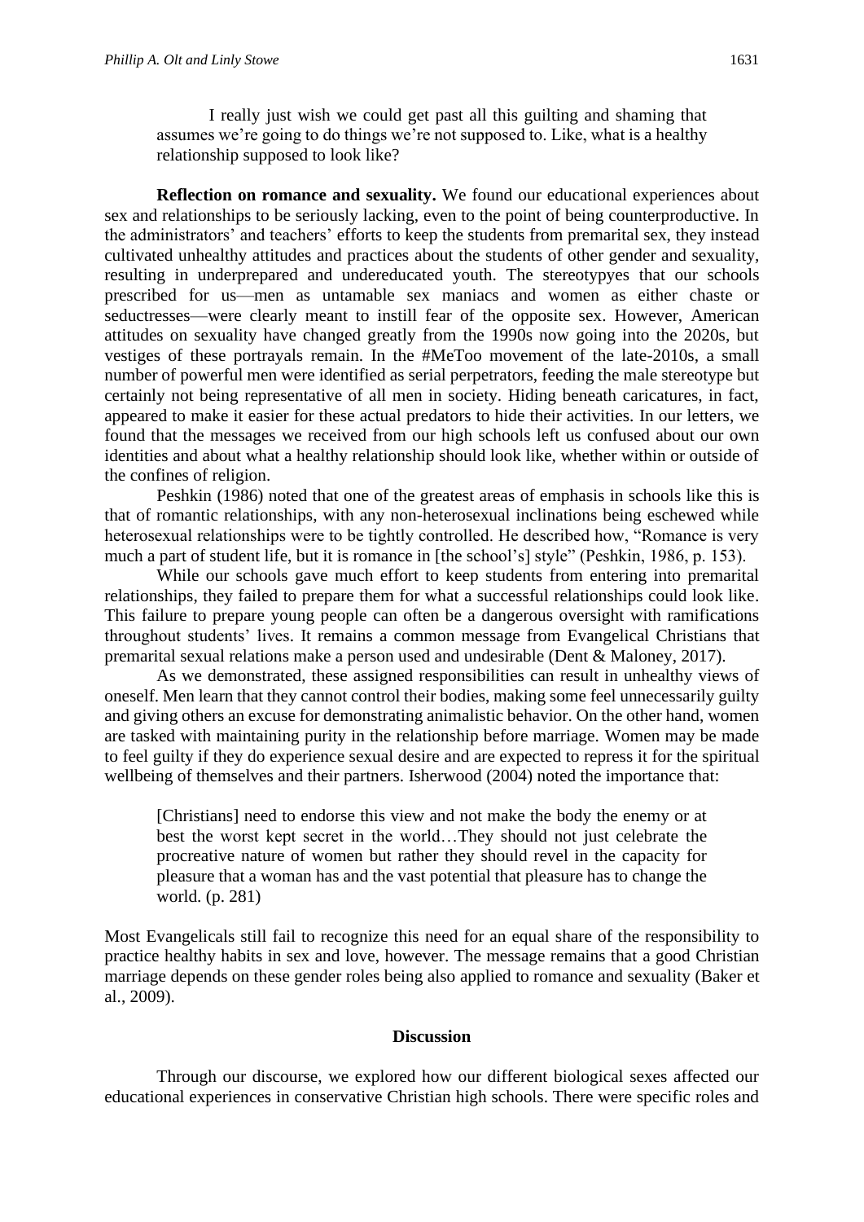> I really just wish we could get past all this guilting and shaming that assumes we're going to do things we're not supposed to. Like, what is a healthy relationship supposed to look like?

**Reflection on romance and sexuality.** We found our educational experiences about sex and relationships to be seriously lacking, even to the point of being counterproductive. In the administrators' and teachers' efforts to keep the students from premarital sex, they instead cultivated unhealthy attitudes and practices about the students of other gender and sexuality, resulting in underprepared and undereducated youth. The stereotypyes that our schools prescribed for us—men as untamable sex maniacs and women as either chaste or seductresses—were clearly meant to instill fear of the opposite sex. However, American attitudes on sexuality have changed greatly from the 1990s now going into the 2020s, but vestiges of these portrayals remain. In the #MeToo movement of the late-2010s, a small number of powerful men were identified as serial perpetrators, feeding the male stereotype but certainly not being representative of all men in society. Hiding beneath caricatures, in fact, appeared to make it easier for these actual predators to hide their activities. In our letters, we found that the messages we received from our high schools left us confused about our own identities and about what a healthy relationship should look like, whether within or outside of the confines of religion.

Peshkin (1986) noted that one of the greatest areas of emphasis in schools like this is that of romantic relationships, with any non-heterosexual inclinations being eschewed while heterosexual relationships were to be tightly controlled. He described how, "Romance is very much a part of student life, but it is romance in [the school's] style" (Peshkin, 1986, p. 153).

While our schools gave much effort to keep students from entering into premarital relationships, they failed to prepare them for what a successful relationships could look like. This failure to prepare young people can often be a dangerous oversight with ramifications throughout students' lives. It remains a common message from Evangelical Christians that premarital sexual relations make a person used and undesirable (Dent & Maloney, 2017).

As we demonstrated, these assigned responsibilities can result in unhealthy views of oneself. Men learn that they cannot control their bodies, making some feel unnecessarily guilty and giving others an excuse for demonstrating animalistic behavior. On the other hand, women are tasked with maintaining purity in the relationship before marriage. Women may be made to feel guilty if they do experience sexual desire and are expected to repress it for the spiritual wellbeing of themselves and their partners. Isherwood (2004) noted the importance that:

> [Christians] need to endorse this view and not make the body the enemy or at best the worst kept secret in the world…They should not just celebrate the procreative nature of women but rather they should revel in the capacity for pleasure that a woman has and the vast potential that pleasure has to change the world. (p. 281)

Most Evangelicals still fail to recognize this need for an equal share of the responsibility to practice healthy habits in sex and love, however. The message remains that a good Christian marriage depends on these gender roles being also applied to romance and sexuality (Baker et al., 2009).

## Discussion

Through our discourse, we explored how our different biological sexes affected our educational experiences in conservative Christian high schools. There were specific roles and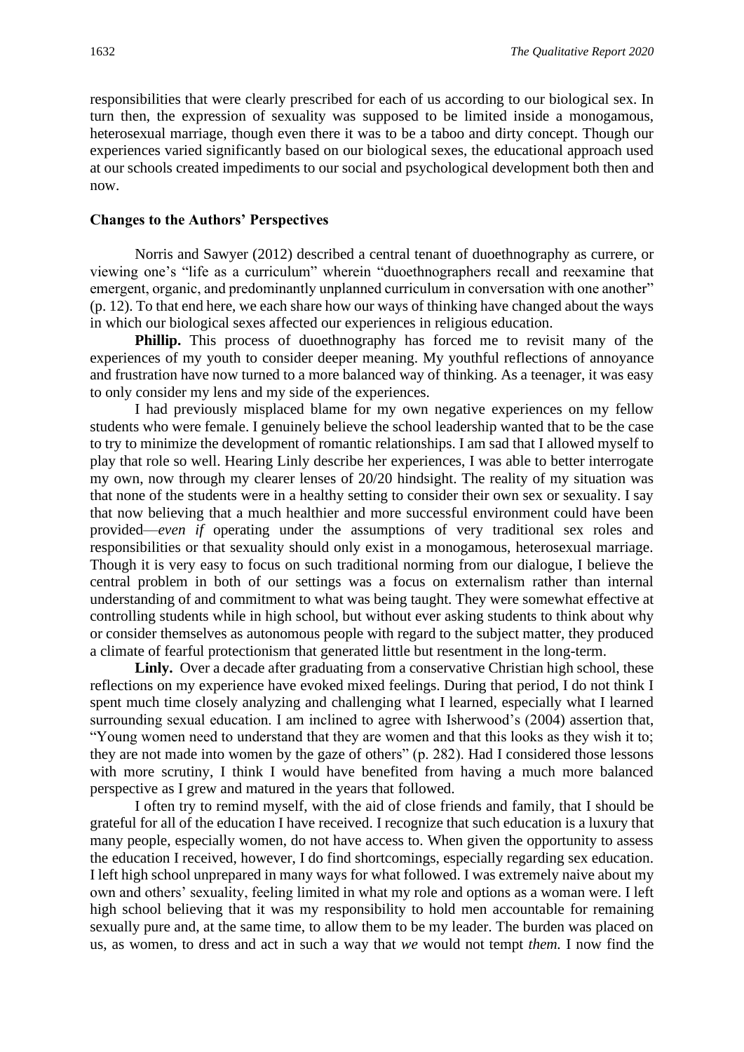responsibilities that were clearly prescribed for each of us according to our biological sex. In turn then, the expression of sexuality was supposed to be limited inside a monogamous, heterosexual marriage, though even there it was to be a taboo and dirty concept. Though our experiences varied significantly based on our biological sexes, the educational approach used at our schools created impediments to our social and psychological development both then and now.

### Changes to the Authors' Perspectives

Norris and Sawyer (2012) described a central tenant of duoethnography as currere, or viewing one's "life as a curriculum" wherein "duoethnographers recall and reexamine that emergent, organic, and predominantly unplanned curriculum in conversation with one another" (p. 12). To that end here, we each share how our ways of thinking have changed about the ways in which our biological sexes affected our experiences in religious education.

**Phillip.** This process of duoethnography has forced me to revisit many of the experiences of my youth to consider deeper meaning. My youthful reflections of annoyance and frustration have now turned to a more balanced way of thinking. As a teenager, it was easy to only consider my lens and my side of the experiences.

I had previously misplaced blame for my own negative experiences on my fellow students who were female. I genuinely believe the school leadership wanted that to be the case to try to minimize the development of romantic relationships. I am sad that I allowed myself to play that role so well. Hearing Linly describe her experiences, I was able to better interrogate my own, now through my clearer lenses of 20/20 hindsight. The reality of my situation was that none of the students were in a healthy setting to consider their own sex or sexuality. I say that now believing that a much healthier and more successful environment could have been provided—*even if* operating under the assumptions of very traditional sex roles and responsibilities or that sexuality should only exist in a monogamous, heterosexual marriage. Though it is very easy to focus on such traditional norming from our dialogue, I believe the central problem in both of our settings was a focus on externalism rather than internal understanding of and commitment to what was being taught. They were somewhat effective at controlling students while in high school, but without ever asking students to think about why or consider themselves as autonomous people with regard to the subject matter, they produced a climate of fearful protectionism that generated little but resentment in the long-term.

**Linly.** Over a decade after graduating from a conservative Christian high school, these reflections on my experience have evoked mixed feelings. During that period, I do not think I spent much time closely analyzing and challenging what I learned, especially what I learned surrounding sexual education. I am inclined to agree with Isherwood's (2004) assertion that, "Young women need to understand that they are women and that this looks as they wish it to; they are not made into women by the gaze of others" (p. 282). Had I considered those lessons with more scrutiny, I think I would have benefited from having a much more balanced perspective as I grew and matured in the years that followed.

I often try to remind myself, with the aid of close friends and family, that I should be grateful for all of the education I have received. I recognize that such education is a luxury that many people, especially women, do not have access to. When given the opportunity to assess the education I received, however, I do find shortcomings, especially regarding sex education. I left high school unprepared in many ways for what followed. I was extremely naive about my own and others' sexuality, feeling limited in what my role and options as a woman were. I left high school believing that it was my responsibility to hold men accountable for remaining sexually pure and, at the same time, to allow them to be my leader. The burden was placed on us, as women, to dress and act in such a way that *we* would not tempt *them.* I now find the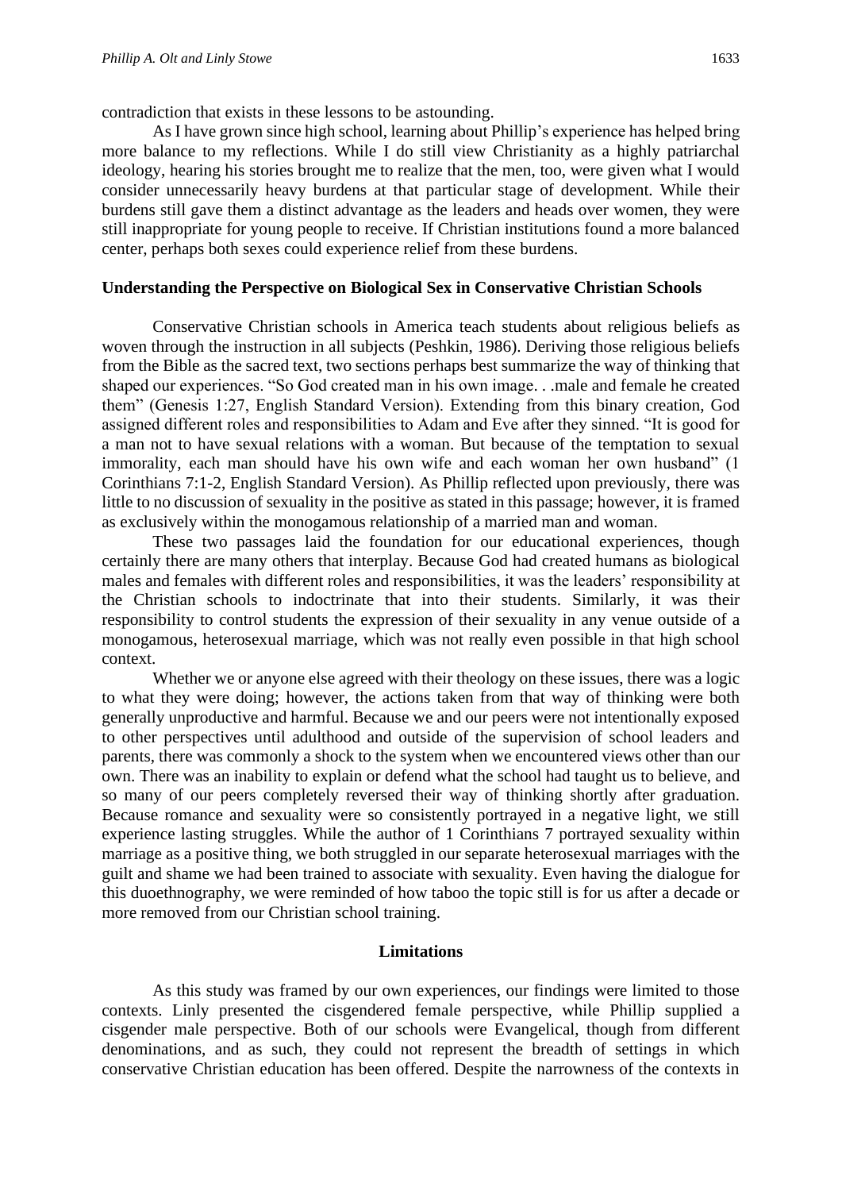contradiction that exists in these lessons to be astounding.

As I have grown since high school, learning about Phillip's experience has helped bring more balance to my reflections. While I do still view Christianity as a highly patriarchal ideology, hearing his stories brought me to realize that the men, too, were given what I would consider unnecessarily heavy burdens at that particular stage of development. While their burdens still gave them a distinct advantage as the leaders and heads over women, they were still inappropriate for young people to receive. If Christian institutions found a more balanced center, perhaps both sexes could experience relief from these burdens.

### Understanding the Perspective on Biological Sex in Conservative Christian Schools

Conservative Christian schools in America teach students about religious beliefs as woven through the instruction in all subjects (Peshkin, 1986). Deriving those religious beliefs from the Bible as the sacred text, two sections perhaps best summarize the way of thinking that shaped our experiences. "So God created man in his own image. . .male and female he created them" (Genesis 1:27, English Standard Version). Extending from this binary creation, God assigned different roles and responsibilities to Adam and Eve after they sinned. "It is good for a man not to have sexual relations with a woman. But because of the temptation to sexual immorality, each man should have his own wife and each woman her own husband" (1 Corinthians 7:1-2, English Standard Version). As Phillip reflected upon previously, there was little to no discussion of sexuality in the positive as stated in this passage; however, it is framed as exclusively within the monogamous relationship of a married man and woman.

These two passages laid the foundation for our educational experiences, though certainly there are many others that interplay. Because God had created humans as biological males and females with different roles and responsibilities, it was the leaders' responsibility at the Christian schools to indoctrinate that into their students. Similarly, it was their responsibility to control students the expression of their sexuality in any venue outside of a monogamous, heterosexual marriage, which was not really even possible in that high school context.

Whether we or anyone else agreed with their theology on these issues, there was a logic to what they were doing; however, the actions taken from that way of thinking were both generally unproductive and harmful. Because we and our peers were not intentionally exposed to other perspectives until adulthood and outside of the supervision of school leaders and parents, there was commonly a shock to the system when we encountered views other than our own. There was an inability to explain or defend what the school had taught us to believe, and so many of our peers completely reversed their way of thinking shortly after graduation. Because romance and sexuality were so consistently portrayed in a negative light, we still experience lasting struggles. While the author of 1 Corinthians 7 portrayed sexuality within marriage as a positive thing, we both struggled in our separate heterosexual marriages with the guilt and shame we had been trained to associate with sexuality. Even having the dialogue for this duoethnography, we were reminded of how taboo the topic still is for us after a decade or more removed from our Christian school training.

### Limitations

As this study was framed by our own experiences, our findings were limited to those contexts. Linly presented the cisgendered female perspective, while Phillip supplied a cisgender male perspective. Both of our schools were Evangelical, though from different denominations, and as such, they could not represent the breadth of settings in which conservative Christian education has been offered. Despite the narrowness of the contexts in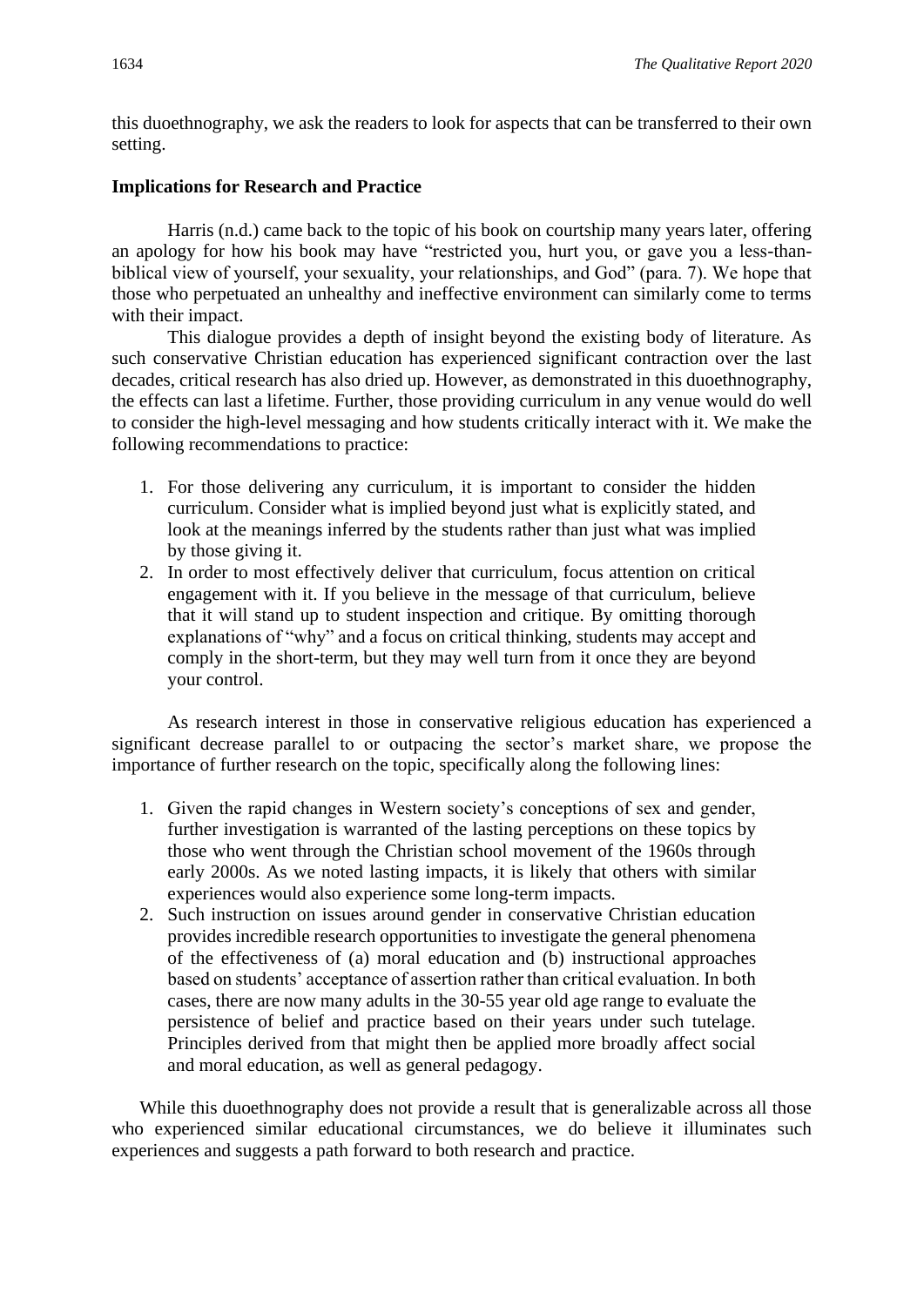this duoethnography, we ask the readers to look for aspects that can be transferred to their own setting.

**Implications for Research and Practice**

Harris (n.d.) came back to the topic of his book on courtship many years later, offering an apology for how his book may have "restricted you, hurt you, or gave you a less-than-biblical view of yourself, your sexuality, your relationships, and God" (para. 7). We hope that those who perpetuated an unhealthy and ineffective environment can similarly come to terms with their impact.

This dialogue provides a depth of insight beyond the existing body of literature. As such conservative Christian education has experienced significant contraction over the last decades, critical research has also dried up. However, as demonstrated in this duoethnography, the effects can last a lifetime. Further, those providing curriculum in any venue would do well to consider the high-level messaging and how students critically interact with it. We make the following recommendations to practice:

1. For those delivering any curriculum, it is important to consider the hidden curriculum. Consider what is implied beyond just what is explicitly stated, and look at the meanings inferred by the students rather than just what was implied by those giving it.
2. In order to most effectively deliver that curriculum, focus attention on critical engagement with it. If you believe in the message of that curriculum, believe that it will stand up to student inspection and critique. By omitting thorough explanations of "why" and a focus on critical thinking, students may accept and comply in the short-term, but they may well turn from it once they are beyond your control.

As research interest in those in conservative religious education has experienced a significant decrease parallel to or outpacing the sector's market share, we propose the importance of further research on the topic, specifically along the following lines:

1. Given the rapid changes in Western society's conceptions of sex and gender, further investigation is warranted of the lasting perceptions on these topics by those who went through the Christian school movement of the 1960s through early 2000s. As we noted lasting impacts, it is likely that others with similar experiences would also experience some long-term impacts.
2. Such instruction on issues around gender in conservative Christian education provides incredible research opportunities to investigate the general phenomena of the effectiveness of (a) moral education and (b) instructional approaches based on students' acceptance of assertion rather than critical evaluation. In both cases, there are now many adults in the 30-55 year old age range to evaluate the persistence of belief and practice based on their years under such tutelage. Principles derived from that might then be applied more broadly affect social and moral education, as well as general pedagogy.

While this duoethnography does not provide a result that is generalizable across all those who experienced similar educational circumstances, we do believe it illuminates such experiences and suggests a path forward to both research and practice.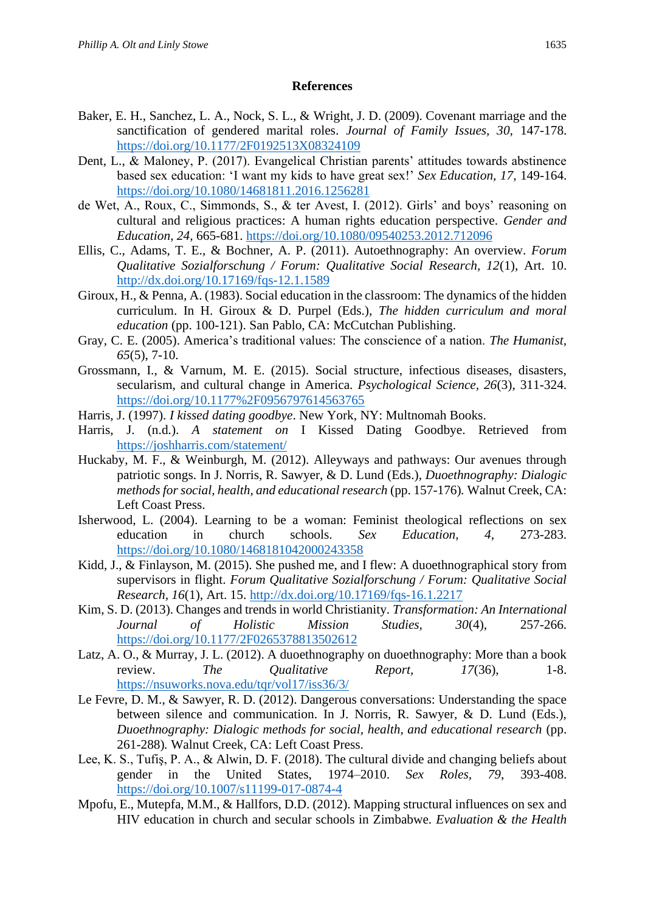## References

Baker, E. H., Sanchez, L. A., Nock, S. L., & Wright, J. D. (2009). Covenant marriage and the sanctification of gendered marital roles. *Journal of Family Issues*, *30*, 147-178. https://doi.org/10.1177/2F0192513X08324109

Dent, L., & Maloney, P. (2017). Evangelical Christian parents' attitudes towards abstinence based sex education: 'I want my kids to have great sex!' *Sex Education, 17,* 149-164. https://doi.org/10.1080/14681811.2016.1256281

de Wet, A., Roux, C., Simmonds, S., & ter Avest, I. (2012). Girls' and boys' reasoning on cultural and religious practices: A human rights education perspective. *Gender and Education*, *24*, 665-681. https://doi.org/10.1080/09540253.2012.712096

Ellis, C., Adams, T. E., & Bochner, A. P. (2011). Autoethnography: An overview. *Forum Qualitative Sozialforschung / Forum: Qualitative Social Research, 12*(1), Art. 10. http://dx.doi.org/10.17169/fqs-12.1.1589

Giroux, H., & Penna, A. (1983). Social education in the classroom: The dynamics of the hidden curriculum. In H. Giroux & D. Purpel (Eds.), *The hidden curriculum and moral education* (pp. 100-121). San Pablo, CA: McCutchan Publishing.

Gray, C. E. (2005). America's traditional values: The conscience of a nation. *The Humanist, 65*(5), 7-10.

Grossmann, I., & Varnum, M. E. (2015). Social structure, infectious diseases, disasters, secularism, and cultural change in America. *Psychological Science, 26*(3), 311-324. https://doi.org/10.1177%2F0956797614563765

Harris, J. (1997). *I kissed dating goodbye*. New York, NY: Multnomah Books.

Harris, J. (n.d.). *A statement on* I Kissed Dating Goodbye. Retrieved from https://joshharris.com/statement/

Huckaby, M. F., & Weinburgh, M. (2012). Alleyways and pathways: Our avenues through patriotic songs. In J. Norris, R. Sawyer, & D. Lund (Eds.), *Duoethnography: Dialogic methods for social, health, and educational research* (pp. 157-176)*.* Walnut Creek, CA: Left Coast Press.

Isherwood, L. (2004). Learning to be a woman: Feminist theological reflections on sex education in church schools. *Sex Education, 4*, 273-283. https://doi.org/10.1080/1468181042000243358

Kidd, J., & Finlayson, M. (2015). She pushed me, and I flew: A duoethnographical story from supervisors in flight. *Forum Qualitative Sozialforschung / Forum: Qualitative Social Research*, *16*(1), Art. 15. http://dx.doi.org/10.17169/fqs-16.1.2217

Kim, S. D. (2013). Changes and trends in world Christianity. *Transformation: An International Journal of Holistic Mission Studies, 30*(4), 257-266. https://doi.org/10.1177/2F0265378813502612

Latz, A. O., & Murray, J. L. (2012). A duoethnography on duoethnography: More than a book review. *The Qualitative Report, 17*(36), 1-8. https://nsuworks.nova.edu/tqr/vol17/iss36/3/

Le Fevre, D. M., & Sawyer, R. D. (2012). Dangerous conversations: Understanding the space between silence and communication. In J. Norris, R. Sawyer, & D. Lund (Eds.), *Duoethnography: Dialogic methods for social, health, and educational research* (pp. 261-288)*.* Walnut Creek, CA: Left Coast Press.

Lee, K. S., Tufiș, P. A., & Alwin, D. F. (2018). The cultural divide and changing beliefs about gender in the United States, 1974–2010. *Sex Roles, 79,* 393-408. https://doi.org/10.1007/s11199-017-0874-4

Mpofu, E., Mutepfa, M.M., & Hallfors, D.D. (2012). Mapping structural influences on sex and HIV education in church and secular schools in Zimbabwe. *Evaluation & the Health*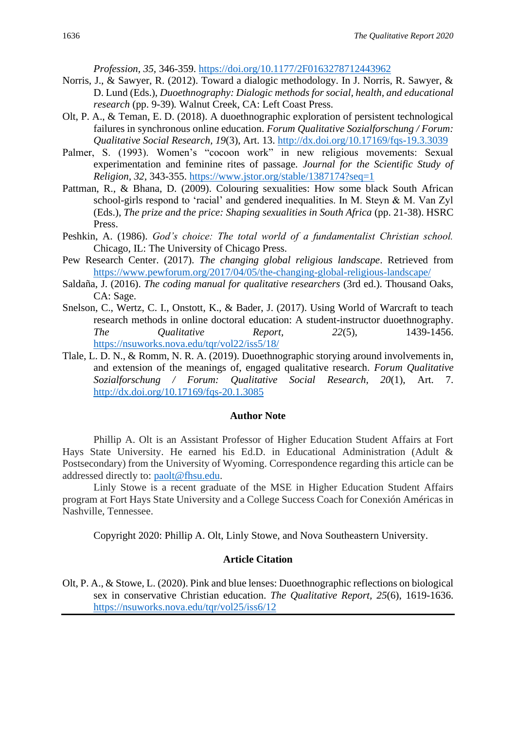*Profession, 35,* 346-359. https://doi.org/10.1177/2F0163278712443962

Norris, J., & Sawyer, R. (2012). Toward a dialogic methodology. In J. Norris, R. Sawyer, & D. Lund (Eds.), *Duoethnography: Dialogic methods for social, health, and educational research* (pp. 9-39)*.* Walnut Creek, CA: Left Coast Press.

Olt, P. A., & Teman, E. D. (2018). A duoethnographic exploration of persistent technological failures in synchronous online education. *Forum Qualitative Sozialforschung / Forum: Qualitative Social Research, 19*(3), Art. 13. http://dx.doi.org/10.17169/fqs-19.3.3039

Palmer, S. (1993). Women's "cocoon work" in new religious movements: Sexual experimentation and feminine rites of passage. *Journal for the Scientific Study of Religion, 32,* 343-355. https://www.jstor.org/stable/1387174?seq=1

Pattman, R., & Bhana, D. (2009). Colouring sexualities: How some black South African school-girls respond to 'racial' and gendered inequalities. In M. Steyn & M. Van Zyl (Eds.), *The prize and the price: Shaping sexualities in South Africa* (pp. 21-38). HSRC Press.

Peshkin, A. (1986). *God's choice: The total world of a fundamentalist Christian school.* Chicago, IL: The University of Chicago Press.

Pew Research Center. (2017). *The changing global religious landscape*. Retrieved from https://www.pewforum.org/2017/04/05/the-changing-global-religious-landscape/

Saldaña, J. (2016). *The coding manual for qualitative researchers* (3rd ed.). Thousand Oaks, CA: Sage.

Snelson, C., Wertz, C. I., Onstott, K., & Bader, J. (2017). Using World of Warcraft to teach research methods in online doctoral education: A student-instructor duoethnography. *The Qualitative Report, 22*(5), 1439-1456. https://nsuworks.nova.edu/tqr/vol22/iss5/18/

Tlale, L. D. N., & Romm, N. R. A. (2019). Duoethnographic storying around involvements in, and extension of the meanings of, engaged qualitative research. *Forum Qualitative Sozialforschung / Forum: Qualitative Social Research, 20*(1), Art. 7. http://dx.doi.org/10.17169/fqs-20.1.3085

## Author Note

Phillip A. Olt is an Assistant Professor of Higher Education Student Affairs at Fort Hays State University. He earned his Ed.D. in Educational Administration (Adult & Postsecondary) from the University of Wyoming. Correspondence regarding this article can be addressed directly to: paolt@fhsu.edu.

Linly Stowe is a recent graduate of the MSE in Higher Education Student Affairs program at Fort Hays State University and a College Success Coach for Conexión Américas in Nashville, Tennessee.

Copyright 2020: Phillip A. Olt, Linly Stowe, and Nova Southeastern University.

## Article Citation

Olt, P. A., & Stowe, L. (2020). Pink and blue lenses: Duoethnographic reflections on biological sex in conservative Christian education. *The Qualitative Report, 25*(6), 1619-1636. https://nsuworks.nova.edu/tqr/vol25/iss6/12